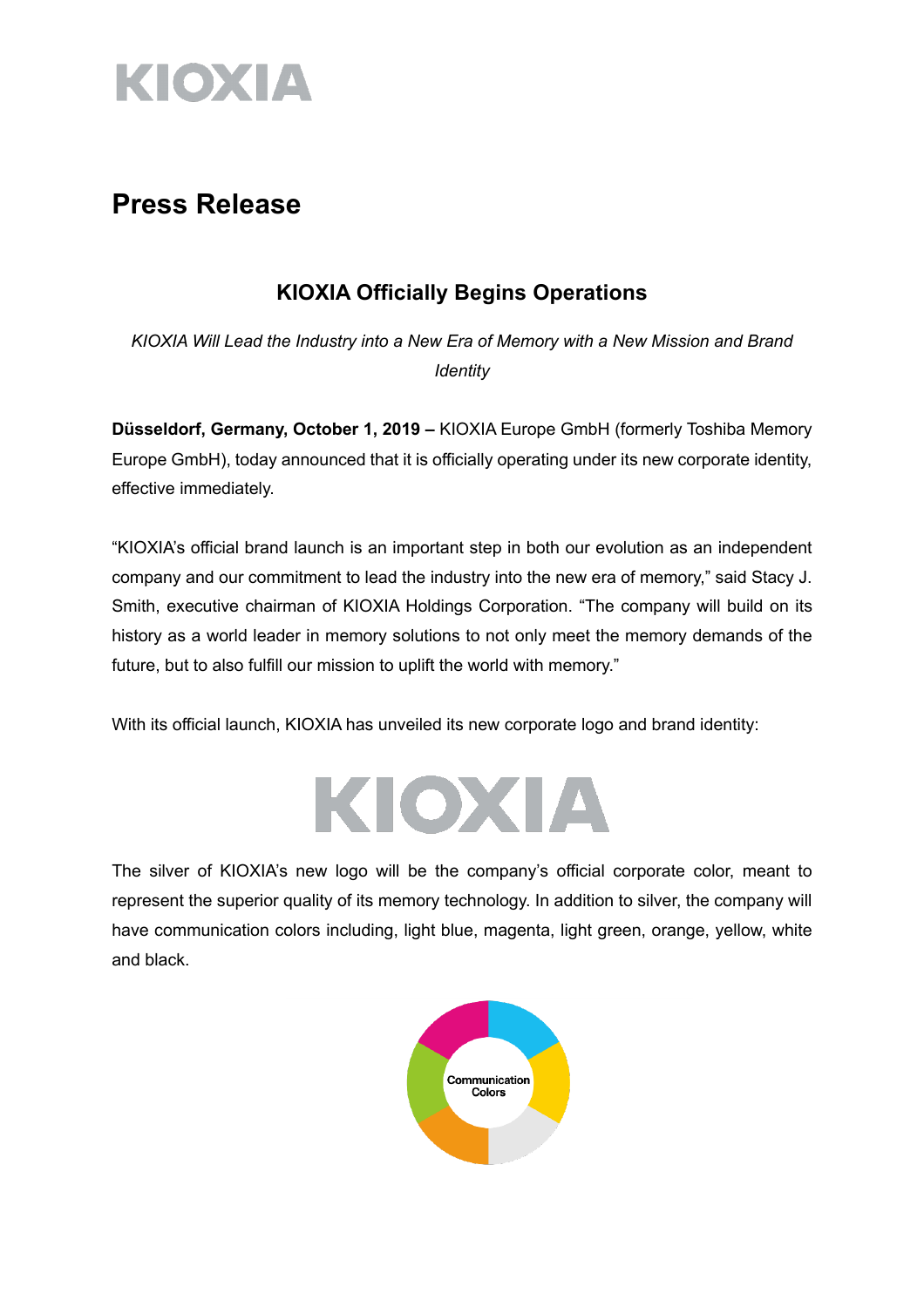KIOXIA

# Press Release

## KIOXIA Officially Begins Operations

*KIOXIA Will Lead the Industry into a New Era of Memory with a New Mission and Brand Identity*

**Düsseldorf, Germany, October 1, 2019 –** KIOXIA Europe GmbH (formerly Toshiba Memory Europe GmbH), today announced that it is officially operating under its new corporate identity, effective immediately.

"KIOXIA's official brand launch is an important step in both our evolution as an independent company and our commitment to lead the industry into the new era of memory," said Stacy J. Smith, executive chairman of KIOXIA Holdings Corporation. "The company will build on its history as a world leader in memory solutions to not only meet the memory demands of the future, but to also fulfill our mission to uplift the world with memory."

With its official launch, KIOXIA has unveiled its new corporate logo and brand identity:

KIOXIA

The silver of KIOXIA's new logo will be the company's official corporate color, meant to represent the superior quality of its memory technology. In addition to silver, the company will have communication colors including, light blue, magenta, light green, orange, yellow, white and black.

Communication Colors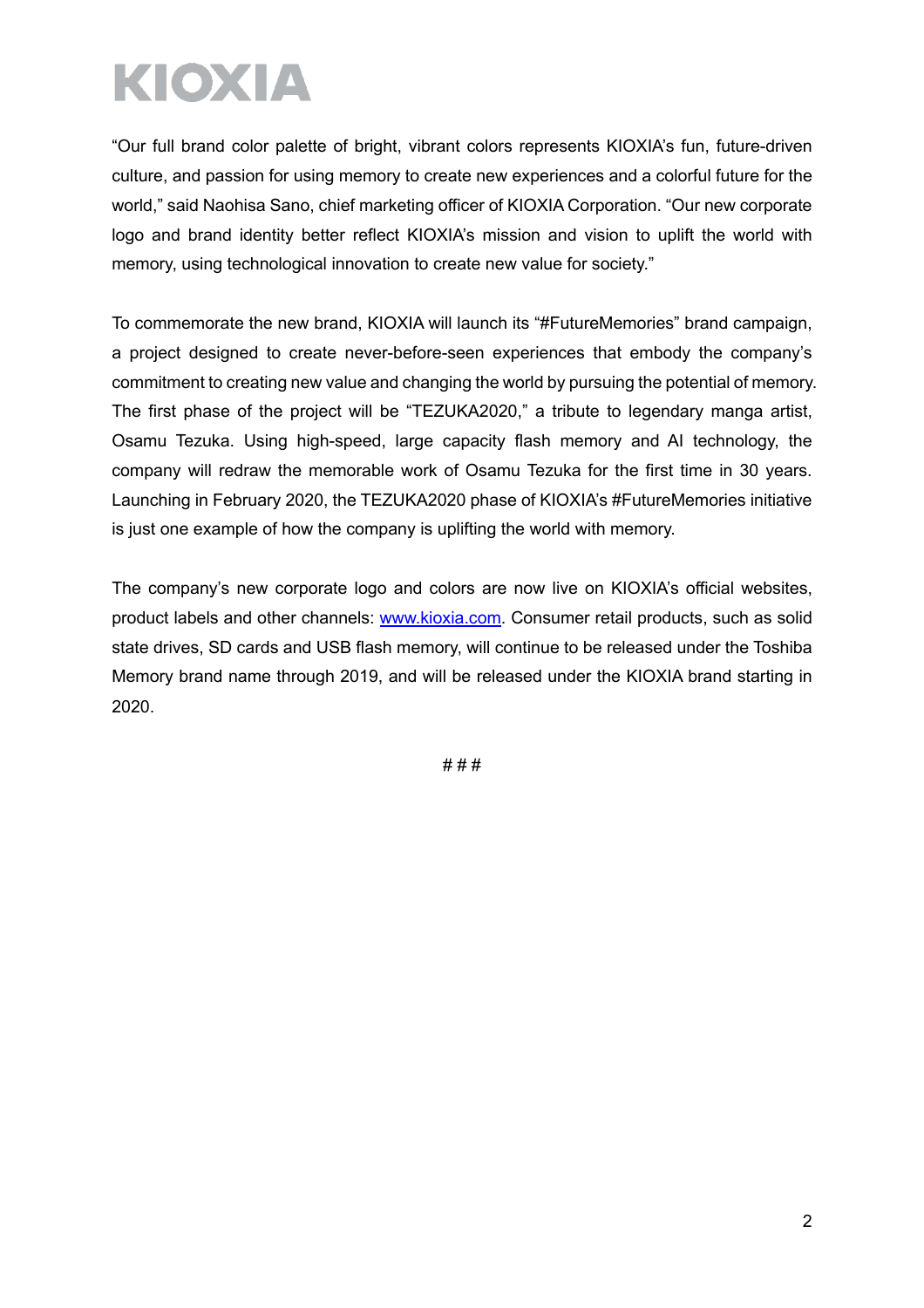"Our full brand color palette of bright, vibrant colors represents KIOXIA's fun, future-driven culture, and passion for using memory to create new experiences and a colorful future for the world," said Naohisa Sano, chief marketing officer of KIOXIA Corporation. "Our new corporate logo and brand identity better reflect KIOXIA's mission and vision to uplift the world with memory, using technological innovation to create new value for society."

To commemorate the new brand, KIOXIA will launch its "#FutureMemories" brand campaign, a project designed to create never-before-seen experiences that embody the company's commitment to creating new value and changing the world by pursuing the potential of memory. The first phase of the project will be "TEZUKA2020," a tribute to legendary manga artist, Osamu Tezuka. Using high-speed, large capacity flash memory and AI technology, the company will redraw the memorable work of Osamu Tezuka for the first time in 30 years. Launching in February 2020, the TEZUKA2020 phase of KIOXIA's #FutureMemories initiative is just one example of how the company is uplifting the world with memory.

The company's new corporate logo and colors are now live on KIOXIA's official websites, product labels and other channels: [www.kioxia.com](http://www.kioxia.com). Consumer retail products, such as solid state drives, SD cards and USB flash memory, will continue to be released under the Toshiba Memory brand name through 2019, and will be released under the KIOXIA brand starting in 2020.

# # #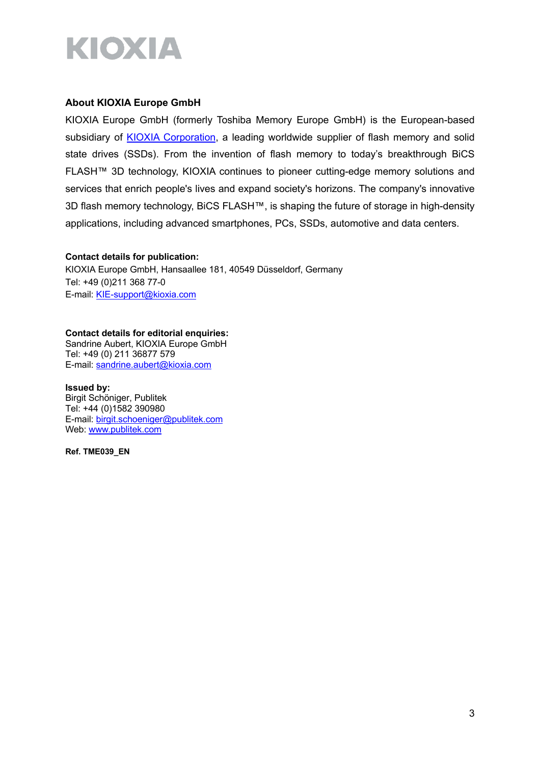KIOXIA

### About KIOXIA Europe GmbH

KIOXIA Europe GmbH (formerly Toshiba Memory Europe GmbH) is the European-based subsidiary of [KIOXIA Corporation](), a leading worldwide supplier of flash memory and solid state drives (SSDs). From the invention of flash memory to today's breakthrough BiCS FLASH™ 3D technology, KIOXIA continues to pioneer cutting-edge memory solutions and services that enrich people's lives and expand society's horizons. The company's innovative 3D flash memory technology, BiCS FLASH™, is shaping the future of storage in high-density applications, including advanced smartphones, PCs, SSDs, automotive and data centers.

**Contact details for publication:**
KIOXIA Europe GmbH, Hansaallee 181, 40549 Düsseldorf, Germany
Tel: +49 (0)211 368 77-0
E-mail: KIE-support@kioxia.com

**Contact details for editorial enquiries:**
Sandrine Aubert, KIOXIA Europe GmbH
Tel: +49 (0) 211 36877 579
E-mail: sandrine.aubert@kioxia.com

**Issued by:**
Birgit Schöniger, Publitek
Tel: +44 (0)1582 390980
E-mail: birgit.schoeniger@publitek.com
Web: www.publitek.com

**Ref. TME039_EN**